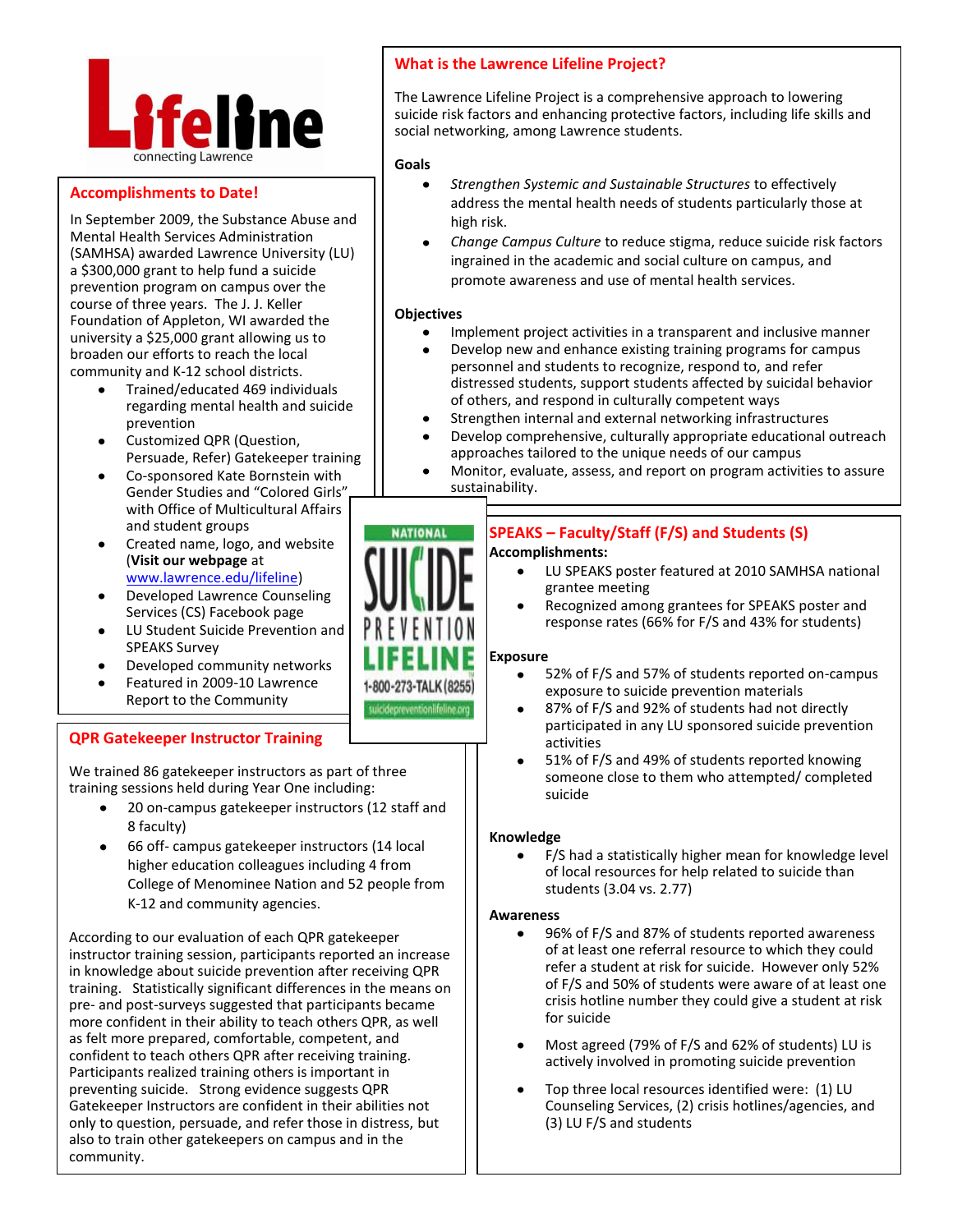# Lifeline

connecting Lawrence

## Accomplishments to Date!

In September 2009, the Substance Abuse and Mental Health Services Administration (SAMHSA) awarded Lawrence University (LU) a $300,000 grant to help fund a suicide prevention program on campus over the course of three years. The J. J. Keller Foundation of Appleton, WI awarded the university a $25,000 grant allowing us to broaden our efforts to reach the local community and K-12 school districts.

- Trained/educated 469 individuals regarding mental health and suicide prevention
- Customized QPR (Question, Persuade, Refer) Gatekeeper training
- Co-sponsored Kate Bornstein with Gender Studies and "Colored Girls" with Office of Multicultural Affairs and student groups
- Created name, logo, and website (**Visit our webpage** at www.lawrence.edu/lifeline)
- Developed Lawrence Counseling Services (CS) Facebook page
- LU Student Suicide Prevention and SPEAKS Survey
- Developed community networks
- Featured in 2009-10 Lawrence Report to the Community

## QPR Gatekeeper Instructor Training

We trained 86 gatekeeper instructors as part of three training sessions held during Year One including:

- 20 on-campus gatekeeper instructors (12 staff and 8 faculty)
- 66 off- campus gatekeeper instructors (14 local higher education colleagues including 4 from College of Menominee Nation and 52 people from K-12 and community agencies.

According to our evaluation of each QPR gatekeeper instructor training session, participants reported an increase in knowledge about suicide prevention after receiving QPR training. Statistically significant differences in the means on pre- and post-surveys suggested that participants became more confident in their ability to teach others QPR, as well as felt more prepared, comfortable, competent, and confident to teach others QPR after receiving training. Participants realized training others is important in preventing suicide. Strong evidence suggests QPR Gatekeeper Instructors are confident in their abilities not only to question, persuade, and refer those in distress, but also to train other gatekeepers on campus and in the community.

## What is the Lawrence Lifeline Project?

The Lawrence Lifeline Project is a comprehensive approach to lowering suicide risk factors and enhancing protective factors, including life skills and social networking, among Lawrence students.

### Goals

- *Strengthen Systemic and Sustainable Structures* to effectively address the mental health needs of students particularly those at high risk.
- *Change Campus Culture* to reduce stigma, reduce suicide risk factors ingrained in the academic and social culture on campus, and promote awareness and use of mental health services.

### Objectives

- Implement project activities in a transparent and inclusive manner
- Develop new and enhance existing training programs for campus personnel and students to recognize, respond to, and refer distressed students, support students affected by suicidal behavior of others, and respond in culturally competent ways
- Strengthen internal and external networking infrastructures
- Develop comprehensive, culturally appropriate educational outreach approaches tailored to the unique needs of our campus
- Monitor, evaluate, assess, and report on program activities to assure sustainability.

NATIONAL SUICIDE PREVENTION LIFELINE
1-800-273-TALK (8255)
suicidepreventionlifeline.org

## SPEAKS – Faculty/Staff (F/S) and Students (S)

### Accomplishments:

- LU SPEAKS poster featured at 2010 SAMHSA national grantee meeting
- Recognized among grantees for SPEAKS poster and response rates (66% for F/S and 43% for students)

### Exposure

- 52% of F/S and 57% of students reported on-campus exposure to suicide prevention materials
- 87% of F/S and 92% of students had not directly participated in any LU sponsored suicide prevention activities
- 51% of F/S and 49% of students reported knowing someone close to them who attempted/ completed suicide

### Knowledge

- F/S had a statistically higher mean for knowledge level of local resources for help related to suicide than students (3.04 vs. 2.77)

### Awareness

- 96% of F/S and 87% of students reported awareness of at least one referral resource to which they could refer a student at risk for suicide. However only 52% of F/S and 50% of students were aware of at least one crisis hotline number they could give a student at risk for suicide
- Most agreed (79% of F/S and 62% of students) LU is actively involved in promoting suicide prevention
- Top three local resources identified were: (1) LU Counseling Services, (2) crisis hotlines/agencies, and (3) LU F/S and students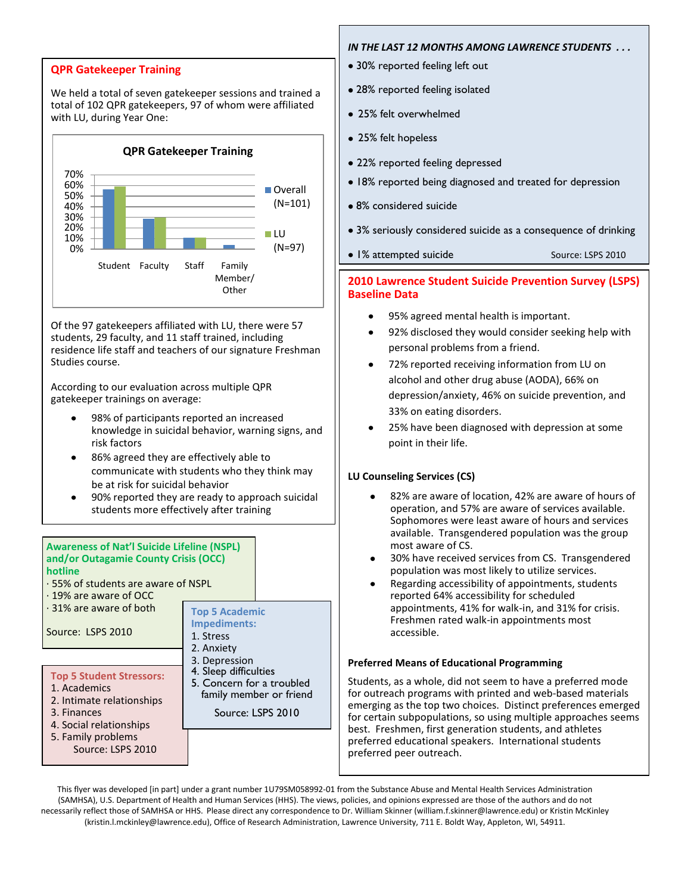## QPR Gatekeeper Training

We held a total of seven gatekeeper sessions and trained a total of 102 QPR gatekeepers, 97 of whom were affiliated with LU, during Year One:

QPR Gatekeeper Training

70%
60%
50%
40%
30%
20%
10%
0%

Student
Faculty
Staff
Family Member/ Other

Overall (N=101)
LU (N=97)

Of the 97 gatekeepers affiliated with LU, there were 57 students, 29 faculty, and 11 staff trained, including residence life staff and teachers of our signature Freshman Studies course.

According to our evaluation across multiple QPR gatekeeper trainings on average:

- 98% of participants reported an increased knowledge in suicidal behavior, warning signs, and risk factors
- 86% agreed they are effectively able to communicate with students who they think may be at risk for suicidal behavior
- 90% reported they are ready to approach suicidal students more effectively after training

### Awareness of Nat'l Suicide Lifeline (NSPL) and/or Outagamie County Crisis (OCC) hotline

- 55% of students are aware of NSPL
- 19% are aware of OCC
- 31% are aware of both

Source: LSPS 2010

### Top 5 Student Stressors:

1. Academics
2. Intimate relationships
3. Finances
4. Social relationships
5. Family problems

Source: LSPS 2010

### Top 5 Academic Impediments:

1. Stress
2. Anxiety
3. Depression
4. Sleep difficulties
5. Concern for a troubled family member or friend

Source: LSPS 2010

### *IN THE LAST 12 MONTHS AMONG LAWRENCE STUDENTS . . .*

- 30% reported feeling left out
- 28% reported feeling isolated
- 25% felt overwhelmed
- 25% felt hopeless
- 22% reported feeling depressed
- 18% reported being diagnosed and treated for depression
- 8% considered suicide
- 3% seriously considered suicide as a consequence of drinking
- 1% attempted suicide

Source: LSPS 2010

## 2010 Lawrence Student Suicide Prevention Survey (LSPS) Baseline Data

- 95% agreed mental health is important.
- 92% disclosed they would consider seeking help with personal problems from a friend.
- 72% reported receiving information from LU on alcohol and other drug abuse (AODA), 66% on depression/anxiety, 46% on suicide prevention, and 33% on eating disorders.
- 25% have been diagnosed with depression at some point in their life.

### LU Counseling Services (CS)

- 82% are aware of location, 42% are aware of hours of operation, and 57% are aware of services available. Sophomores were least aware of hours and services available. Transgendered population was the group most aware of CS.
- 30% have received services from CS. Transgendered population was most likely to utilize services.
- Regarding accessibility of appointments, students reported 64% accessibility for scheduled appointments, 41% for walk-in, and 31% for crisis. Freshmen rated walk-in appointments most accessible.

### Preferred Means of Educational Programming

Students, as a whole, did not seem to have a preferred mode for outreach programs with printed and web-based materials emerging as the top two choices. Distinct preferences emerged for certain subpopulations, so using multiple approaches seems best. Freshmen, first generation students, and athletes preferred educational speakers. International students preferred peer outreach.

This flyer was developed [in part] under a grant number 1U79SM058992-01 from the Substance Abuse and Mental Health Services Administration (SAMHSA), U.S. Department of Health and Human Services (HHS). The views, policies, and opinions expressed are those of the authors and do not necessarily reflect those of SAMHSA or HHS. Please direct any correspondence to Dr. William Skinner (william.f.skinner@lawrence.edu) or Kristin McKinley (kristin.l.mckinley@lawrence.edu), Office of Research Administration, Lawrence University, 711 E. Boldt Way, Appleton, WI, 54911.